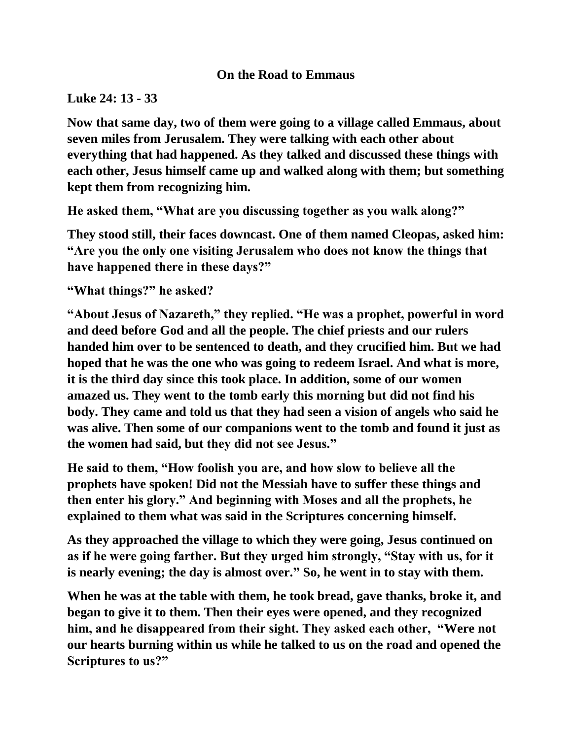# On the Road to Emmaus

**Luke 24: 13 - 33**

**Now that same day, two of them were going to a village called Emmaus, about seven miles from Jerusalem. They were talking with each other about everything that had happened. As they talked and discussed these things with each other, Jesus himself came up and walked along with them; but something kept them from recognizing him.**

**He asked them, "What are you discussing together as you walk along?"**

**They stood still, their faces downcast. One of them named Cleopas, asked him: "Are you the only one visiting Jerusalem who does not know the things that have happened there in these days?"**

**"What things?" he asked?**

**"About Jesus of Nazareth," they replied. "He was a prophet, powerful in word and deed before God and all the people. The chief priests and our rulers handed him over to be sentenced to death, and they crucified him. But we had hoped that he was the one who was going to redeem Israel. And what is more, it is the third day since this took place. In addition, some of our women amazed us. They went to the tomb early this morning but did not find his body. They came and told us that they had seen a vision of angels who said he was alive. Then some of our companions went to the tomb and found it just as the women had said, but they did not see Jesus."**

**He said to them, "How foolish you are, and how slow to believe all the prophets have spoken! Did not the Messiah have to suffer these things and then enter his glory." And beginning with Moses and all the prophets, he explained to them what was said in the Scriptures concerning himself.**

**As they approached the village to which they were going, Jesus continued on as if he were going farther. But they urged him strongly, "Stay with us, for it is nearly evening; the day is almost over." So, he went in to stay with them.**

**When he was at the table with them, he took bread, gave thanks, broke it, and began to give it to them. Then their eyes were opened, and they recognized him, and he disappeared from their sight. They asked each other, "Were not our hearts burning within us while he talked to us on the road and opened the Scriptures to us?"**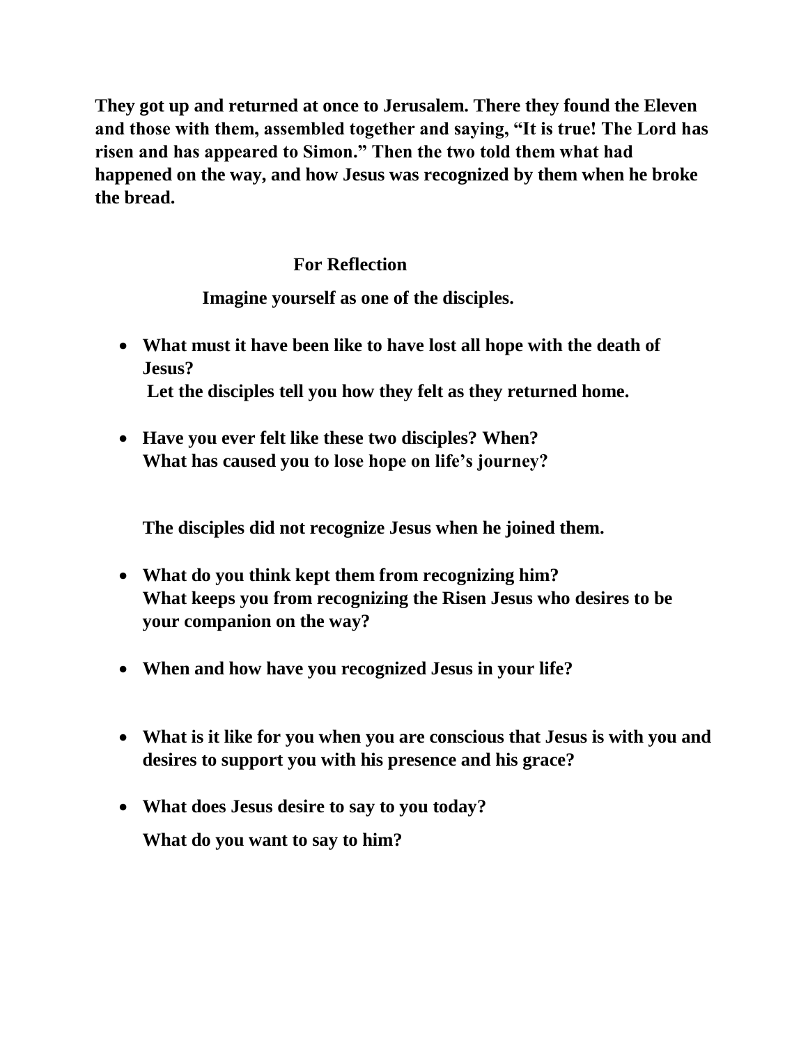**They got up and returned at once to Jerusalem. There they found the Eleven and those with them, assembled together and saying, "It is true! The Lord has risen and has appeared to Simon." Then the two told them what had happened on the way, and how Jesus was recognized by them when he broke the bread.**

## For Reflection

**Imagine yourself as one of the disciples.**

- **What must it have been like to have lost all hope with the death of Jesus?**
  **Let the disciples tell you how they felt as they returned home.**

- **Have you ever felt like these two disciples? When?**
  **What has caused you to lose hope on life's journey?**

**The disciples did not recognize Jesus when he joined them.**

- **What do you think kept them from recognizing him?**
  **What keeps you from recognizing the Risen Jesus who desires to be your companion on the way?**

- **When and how have you recognized Jesus in your life?**

- **What is it like for you when you are conscious that Jesus is with you and desires to support you with his presence and his grace?**

- **What does Jesus desire to say to you today?**

  **What do you want to say to him?**